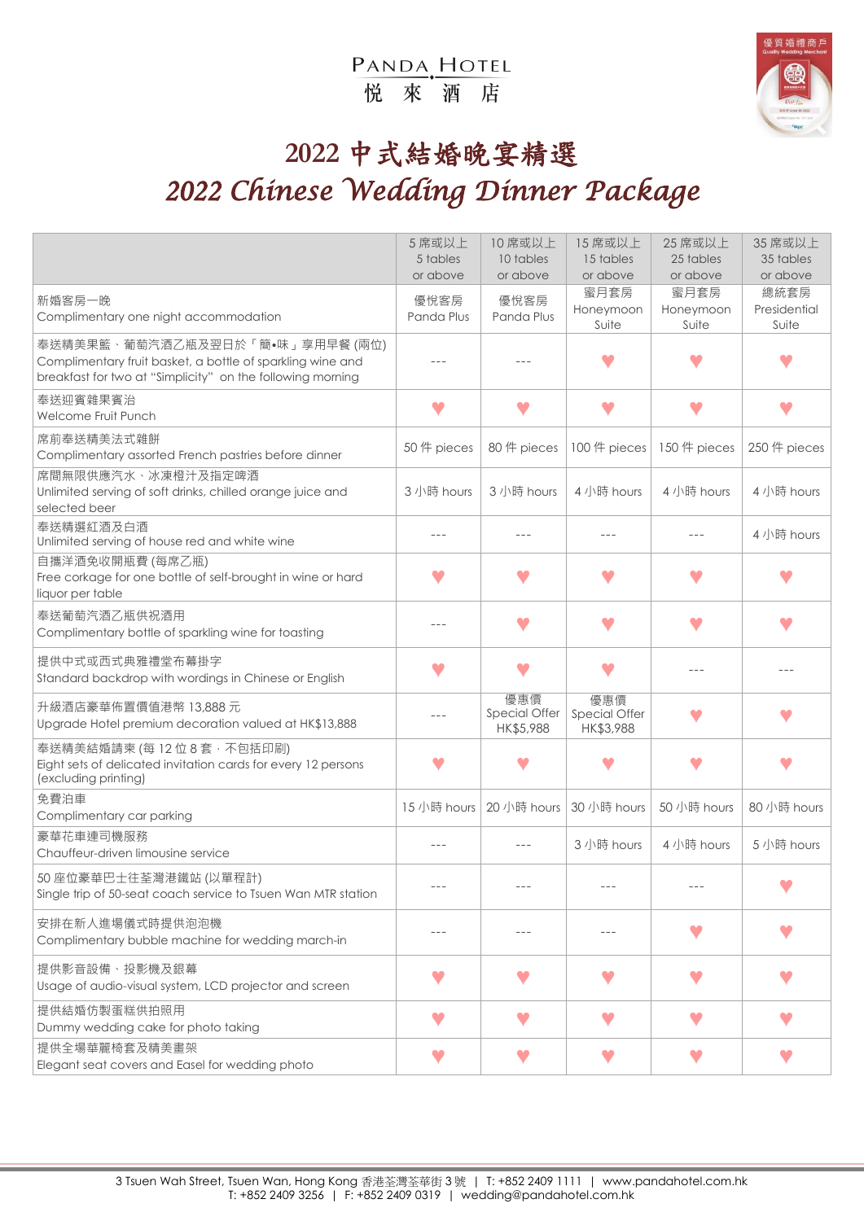PANDA HOTEL
悅 來 酒 店

優質婚禮商戶
Quality Wedding Merchant

# 2022 中式結婚晚宴精選
# *2022 Chinese Wedding Dinner Package*

| | 5 席或以上 5 tables or above | 10 席或以上 10 tables or above | 15 席或以上 15 tables or above | 25 席或以上 25 tables or above | 35 席或以上 35 tables or above |
|---|---|---|---|---|---|
| 新婚客房一晚<br>Complimentary one night accommodation | 優悅客房 Panda Plus | 優悅客房 Panda Plus | 蜜月套房 Honeymoon Suite | 蜜月套房 Honeymoon Suite | 總統套房 Presidential Suite |
| 奉送精美果籃、葡萄汽酒乙瓶及翌日於「簡•味」享用早餐 (兩位)<br>Complimentary fruit basket, a bottle of sparkling wine and breakfast for two at "Simplicity" on the following morning | --- | --- | ♥ | ♥ | ♥ |
| 奉送迎賓雜果賓治<br>Welcome Fruit Punch | ♥ | ♥ | ♥ | ♥ | ♥ |
| 席前奉送精美法式雜餅<br>Complimentary assorted French pastries before dinner | 50 pieces | 80 件 pieces | 100 件 pieces | 150 件 pieces | 250 件 pieces |
| 席間無限供應汽水、冰凍橙汁及指定啤酒<br>Unlimited serving of soft drinks, chilled orange juice and selected beer | 3 小時 hours | 3 小時 hours | 4 小時 hours | 4 小時 hours | 4 小時 hours |
| 奉送精選紅酒及白酒<br>Unlimited serving of house red and white wine | --- | --- | --- | --- | 4 小時 hours |
| 自攜洋酒免收開瓶費 (每席乙瓶)<br>Free corkage for one bottle of self-brought in wine or hard liquor per table | ♥ | ♥ | ♥ | ♥ | ♥ |
| 奉送葡萄汽酒乙瓶供祝酒用<br>Complimentary bottle of sparkling wine for toasting | --- | ♥ | ♥ | ♥ | ♥ |
| 提供中式或西式典雅禮堂布幕掛字<br>Standard backdrop with wordings in Chinese or English | ♥ | ♥ | ♥ | --- | --- |
| 升級酒店豪華佈置價值港幣 13,888 元<br>Upgrade Hotel premium decoration valued at HK$13,888 | --- | 優惠價 Special Offer HK$5,988 | 優惠價 Special Offer HK$3,988 | ♥ | ♥ |
| 奉送精美結婚請柬 (每 12 位 8 套，不包括印刷)<br>Eight sets of delicated invitation cards for every 12 persons (excluding printing) | ♥ | ♥ | ♥ | ♥ | ♥ |
| 免費泊車<br>Complimentary car parking | 15 小時 hours | 20 小時 hours | 30 小時 hours | 50 小時 hours | 80 小時 hours |
| 豪華花車連司機服務<br>Chauffeur-driven limousine service | --- | --- | 3 小時 hours | 4 小時 hours | 5 小時 hours |
| 50 座位豪華巴士往荃灣港鐵站 (以單程計)<br>Single trip of 50-seat coach service to Tsuen Wan MTR station | --- | --- | --- | --- | ♥ |
| 安排在新人進場儀式時提供泡泡機<br>Complimentary bubble machine for wedding march-in | --- | --- | --- | ♥ | ♥ |
| 提供影音設備、投影機及銀幕<br>Usage of audio-visual system, LCD projector and screen | ♥ | ♥ | ♥ | ♥ | ♥ |
| 提供結婚仿製蛋糕供拍照用<br>Dummy wedding cake for photo taking | ♥ | ♥ | ♥ | ♥ | ♥ |
| 提供全場華麗椅套及精美畫架<br>Elegant seat covers and Easel for wedding photo | ♥ | ♥ | ♥ | ♥ | ♥ |

3 Tsuen Wah Street, Tsuen Wan, Hong Kong 香港荃灣荃華街 3 號 | T: +852 2409 1111 | www.pandahotel.com.hk
T: +852 2409 3256 | F: +852 2409 0319 | wedding@pandahotel.com.hk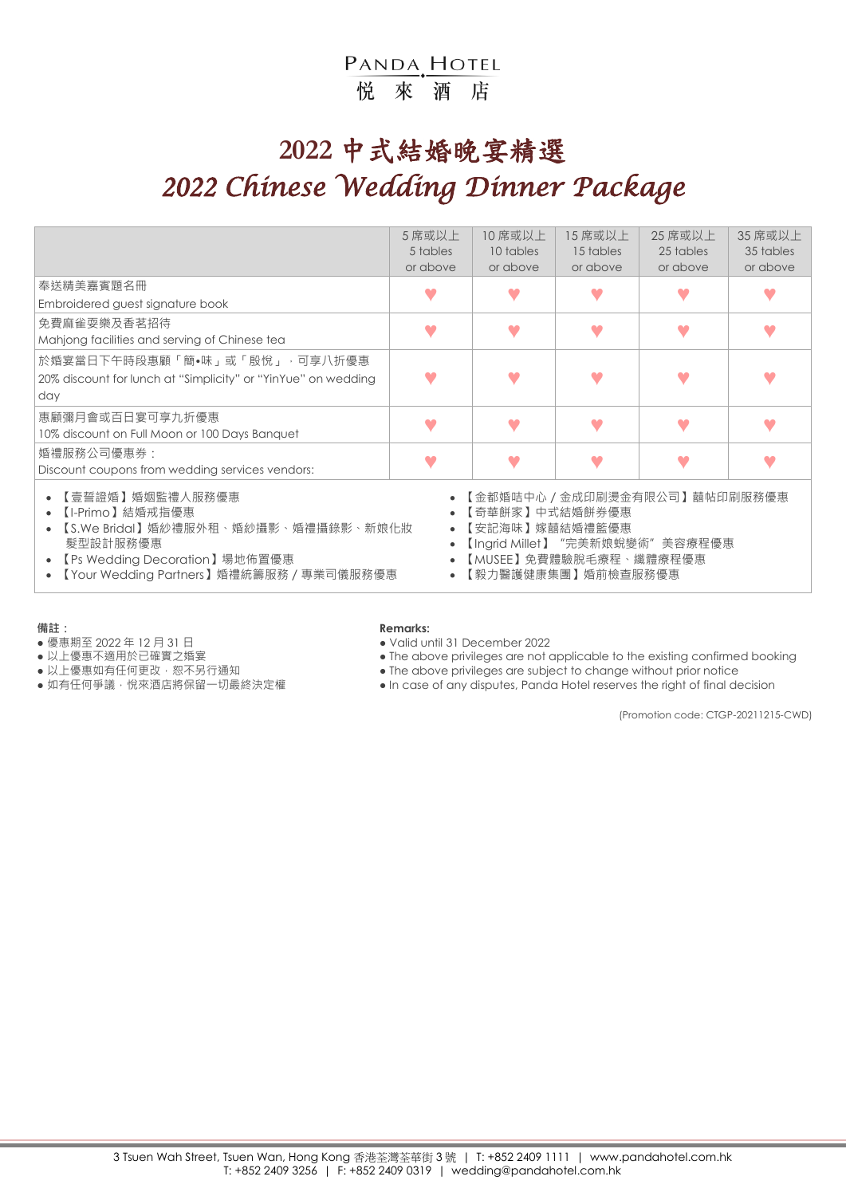# 2022 中式結婚晚宴精選

# *2022 Chinese Wedding Dinner Package*

| | 5 席或以上 5 tables or above | 10 席或以上 10 tables or above | 15 席或以上 15 tables or above | 25 席或以上 25 tables or above | 35 席或以上 35 tables or above |
|---|---|---|---|---|---|
| 奉送精美嘉賓題名冊 Embroidered guest signature book | ♥ | ♥ | ♥ | ♥ | ♥ |
| 免費麻雀耍樂及香茗招待 Mahjong facilities and serving of Chinese tea | ♥ | ♥ | ♥ | ♥ | ♥ |
| 於婚宴當日下午時段惠顧「簡•味」或「殷悅」，可享八折優惠 20% discount for lunch at "Simplicity" or "YinYue" on wedding day | ♥ | ♥ | ♥ | ♥ | ♥ |
| 惠顧彌月會或百日宴可享九折優惠 10% discount on Full Moon or 100 Days Banquet | ♥ | ♥ | ♥ | ♥ | ♥ |
| 婚禮服務公司優惠券： Discount coupons from wedding services vendors: | ♥ | ♥ | ♥ | ♥ | ♥ |

- 【壹誓證婚】婚姻監禮人服務優惠
- 【I-Primo】結婚戒指優惠
- 【S.We Bridal】婚紗禮服外租、婚紗攝影、婚禮攝錄影、新娘化妝髮型設計服務優惠
- 【Ps Wedding Decoration】場地佈置優惠
- 【Your Wedding Partners】婚禮統籌服務 / 專業司儀服務優惠
- 【金都婚咭中心 / 金成印刷燙金有限公司】囍帖印刷服務優惠
- 【奇華餅家】中式結婚餅券優惠
- 【安記海味】嫁囍結婚禮籃優惠
- 【Ingrid Millet】"完美新娘蛻變術" 美容療程優惠
- 【MUSEE】免費體驗脫毛療程、纖體療程優惠
- 【毅力醫護健康集團】婚前檢查服務優惠

**備註：**

- 優惠期至 2022 年 12 月 31 日
- 以上優惠不適用於已確實之婚宴
- 以上優惠如有任何更改，恕不另行通知
- 如有任何爭議，悅來酒店將保留一切最終決定權

**Remarks:**

- Valid until 31 December 2022
- The above privileges are not applicable to the existing confirmed booking
- The above privileges are subject to change without prior notice
- In case of any disputes, Panda Hotel reserves the right of final decision

(Promotion code: CTGP-20211215-CWD)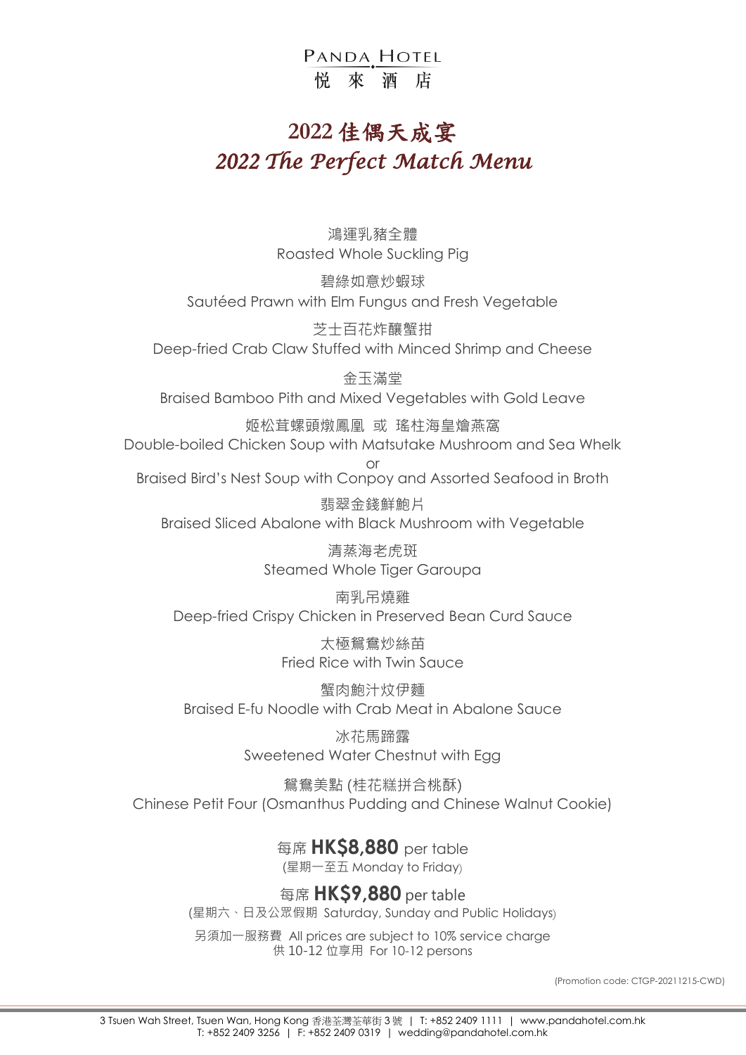PANDA HOTEL
悦 來 酒 店

# 2022 佳偶天成宴
# *2022 The Perfect Match Menu*

鴻運乳豬全體
Roasted Whole Suckling Pig

碧綠如意炒蝦球
Sautéed Prawn with Elm Fungus and Fresh Vegetable

芝士百花炸釀蟹拑
Deep-fried Crab Claw Stuffed with Minced Shrimp and Cheese

金玉滿堂
Braised Bamboo Pith and Mixed Vegetables with Gold Leave

姬松茸螺頭燉鳳凰 或 瑤柱海皇燴燕窩
Double-boiled Chicken Soup with Matsutake Mushroom and Sea Whelk
or
Braised Bird's Nest Soup with Conpoy and Assorted Seafood in Broth

翡翠金錢鮮鮑片
Braised Sliced Abalone with Black Mushroom with Vegetable

清蒸海老虎斑
Steamed Whole Tiger Garoupa

南乳吊燒雞
Deep-fried Crispy Chicken in Preserved Bean Curd Sauce

太極鴛鴦炒絲苗
Fried Rice with Twin Sauce

蟹肉鮑汁炆伊麵
Braised E-fu Noodle with Crab Meat in Abalone Sauce

冰花馬蹄露
Sweetened Water Chestnut with Egg

鴛鴦美點 (桂花糕拼合桃酥)
Chinese Petit Four (Osmanthus Pudding and Chinese Walnut Cookie)

每席 **HK$8,880** per table
(星期一至五 Monday to Friday)

每席 **HK$9,880** per table
(星期六、日及公眾假期 Saturday, Sunday and Public Holidays)

另須加一服務費 All prices are subject to 10% service charge
供 10-12 位享用 For 10-12 persons

(Promotion code: CTGP-20211215-CWD)

3 Tsuen Wah Street, Tsuen Wan, Hong Kong 香港荃灣荃華街 3 號 | T: +852 2409 1111 | www.pandahotel.com.hk
T: +852 2409 3256 | F: +852 2409 0319 | wedding@pandahotel.com.hk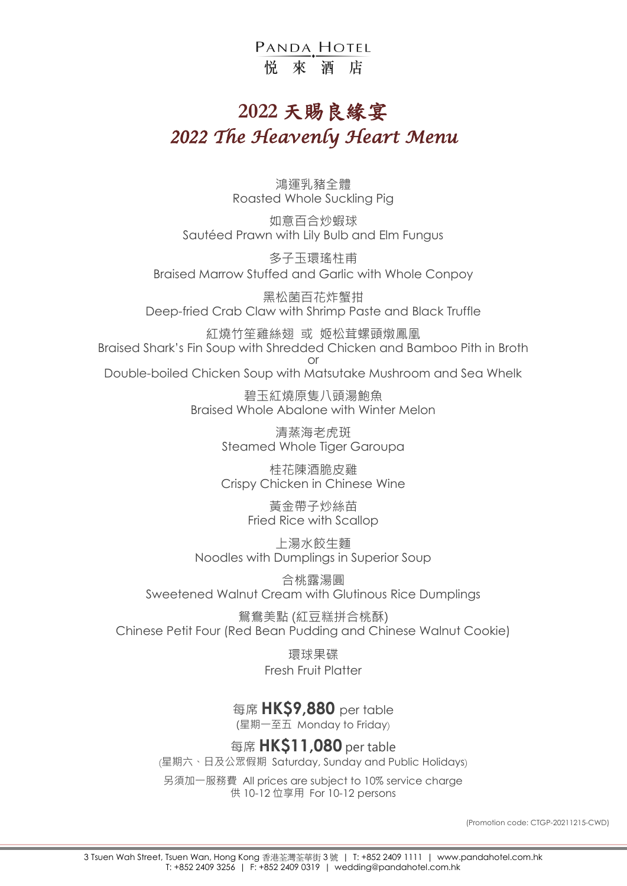PANDA HOTEL
悅 來 酒 店

# 2022 天賜良緣宴
# *2022 The Heavenly Heart Menu*

鴻運乳豬全體
Roasted Whole Suckling Pig

如意百合炒蝦球
Sautéed Prawn with Lily Bulb and Elm Fungus

多子玉環瑤柱甫
Braised Marrow Stuffed and Garlic with Whole Conpoy

黑松菌百花炸蟹拑
Deep-fried Crab Claw with Shrimp Paste and Black Truffle

紅燒竹笙雞絲翅 或 姬松茸螺頭燉鳳凰
Braised Shark's Fin Soup with Shredded Chicken and Bamboo Pith in Broth
or
Double-boiled Chicken Soup with Matsutake Mushroom and Sea Whelk

碧玉紅燒原隻八頭湯鮑魚
Braised Whole Abalone with Winter Melon

清蒸海老虎斑
Steamed Whole Tiger Garoupa

桂花陳酒脆皮雞
Crispy Chicken in Chinese Wine

黃金帶子炒絲苗
Fried Rice with Scallop

上湯水餃生麵
Noodles with Dumplings in Superior Soup

合桃露湯圓
Sweetened Walnut Cream with Glutinous Rice Dumplings

鴛鴦美點 (紅豆糕拼合桃酥)
Chinese Petit Four (Red Bean Pudding and Chinese Walnut Cookie)

環球果碟
Fresh Fruit Platter

每席 **HK$9,880** per table
(星期一至五 Monday to Friday)

每席 **HK$11,080** per table
(星期六、日及公眾假期 Saturday, Sunday and Public Holidays)

另須加一服務費 All prices are subject to 10% service charge
供 10-12 位享用 For 10-12 persons

(Promotion code: CTGP-20211215-CWD)

3 Tsuen Wah Street, Tsuen Wan, Hong Kong 香港荃灣荃華街 3 號 | T: +852 2409 1111 | www.pandahotel.com.hk
T: +852 2409 3256 | F: +852 2409 0319 | wedding@pandahotel.com.hk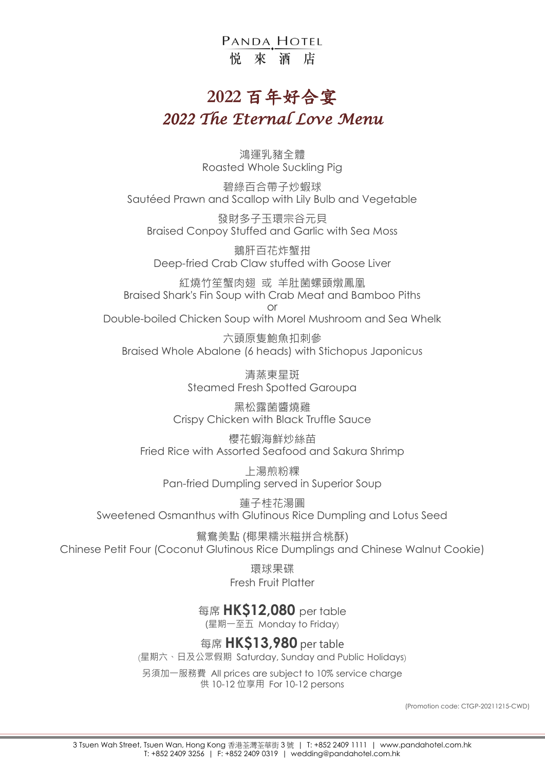PANDA HOTEL
悦 來 酒 店

# 2022 百年好合宴
# *2022 The Eternal Love Menu*

鴻運乳豬全體
Roasted Whole Suckling Pig

碧綠百合帶子炒蝦球
Sautéed Prawn and Scallop with Lily Bulb and Vegetable

發財多子玉環宗谷元貝
Braised Conpoy Stuffed and Garlic with Sea Moss

鵝肝百花炸蟹拑
Deep-fried Crab Claw stuffed with Goose Liver

紅燒竹笙蟹肉翅 或 羊肚菌螺頭燉鳳凰
Braised Shark's Fin Soup with Crab Meat and Bamboo Piths
or
Double-boiled Chicken Soup with Morel Mushroom and Sea Whelk

六頭原隻鮑魚扣刺參
Braised Whole Abalone (6 heads) with Stichopus Japonicus

清蒸東星斑
Steamed Fresh Spotted Garoupa

黑松露菌醬燒雞
Crispy Chicken with Black Truffle Sauce

櫻花蝦海鮮炒絲苗
Fried Rice with Assorted Seafood and Sakura Shrimp

上湯煎粉粿
Pan-fried Dumpling served in Superior Soup

蓮子桂花湯圓
Sweetened Osmanthus with Glutinous Rice Dumpling and Lotus Seed

鴛鴦美點 (椰果糯米糍拼合桃酥)
Chinese Petit Four (Coconut Glutinous Rice Dumplings and Chinese Walnut Cookie)

環球果碟
Fresh Fruit Platter

每席 **HK$12,080** per table
(星期一至五 Monday to Friday)

每席 **HK$13,980** per table
(星期六、日及公眾假期 Saturday, Sunday and Public Holidays)

另須加一服務費 All prices are subject to 10% service charge
供 10-12 位享用 For 10-12 persons

(Promotion code: CTGP-20211215-CWD)

3 Tsuen Wah Street, Tsuen Wan, Hong Kong 香港荃灣荃華街 3 號 | T: +852 2409 1111 | www.pandahotel.com.hk
T: +852 2409 3256 | F: +852 2409 0319 | wedding@pandahotel.com.hk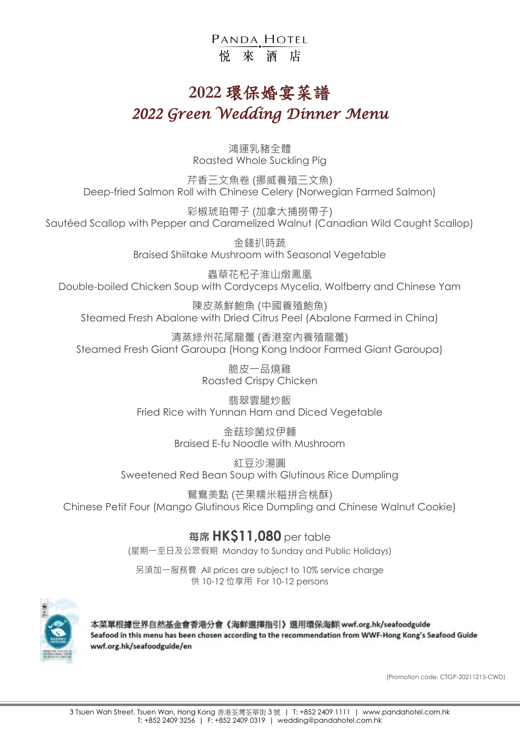PANDA HOTEL
悦 來 酒 店

# 2022 環保婚宴菜譜

## *2022 Green Wedding Dinner Menu*

鴻運乳豬全體
Roasted Whole Suckling Pig

芹香三文魚卷 (挪威養殖三文魚)
Deep-fried Salmon Roll with Chinese Celery (Norwegian Farmed Salmon)

彩椒琥珀帶子 (加拿大捕撈帶子)
Sautéed Scallop with Pepper and Caramelized Walnut (Canadian Wild Caught Scallop)

金錢扒時蔬
Braised Shiitake Mushroom with Seasonal Vegetable

蟲草花杞子淮山燉鳳凰
Double-boiled Chicken Soup with Cordyceps Mycelia, Wolfberry and Chinese Yam

陳皮蒸鮮鮑魚 (中國養殖鮑魚)
Steamed Fresh Abalone with Dried Citrus Peel (Abalone Farmed in China)

清蒸綠州花尾龍躉 (香港室內養殖龍躉)
Steamed Fresh Giant Garoupa (Hong Kong Indoor Farmed Giant Garoupa)

脆皮一品燒雞
Roasted Crispy Chicken

翡翠雲腿炒飯
Fried Rice with Yunnan Ham and Diced Vegetable

金菇珍菌炆伊麵
Braised E-fu Noodle with Mushroom

紅豆沙湯圓
Sweetened Red Bean Soup with Glutinous Rice Dumpling

鴛鴦美點 (芒果糯米糍拼合桃酥)
Chinese Petit Four (Mango Glutinous Rice Dumpling and Chinese Walnut Cookie)

**每席 HK$11,080** per table
(星期一至日及公眾假期 Monday to Sunday and Public Holidays)

另須加一服務費 All prices are subject to 10% service charge
供 10-12 位享用 For 10-12 persons

**本菜單根據世界自然基金會香港分會《海鮮選擇指引》選用環保海鮮 wwf.org.hk/seafoodguide**
**Seafood in this menu has been chosen according to the recommendation from WWF-Hong Kong's Seafood Guide wwf.org.hk/seafoodguide/en**

(Promotion code: CTGP-20211215-CWD)

3 Tsuen Wah Street, Tsuen Wan, Hong Kong 香港荃灣荃華街 3 號 | T: +852 2409 1111 | www.pandahotel.com.hk
T: +852 2409 3256 | F: +852 2409 0319 | wedding@pandahotel.com.hk